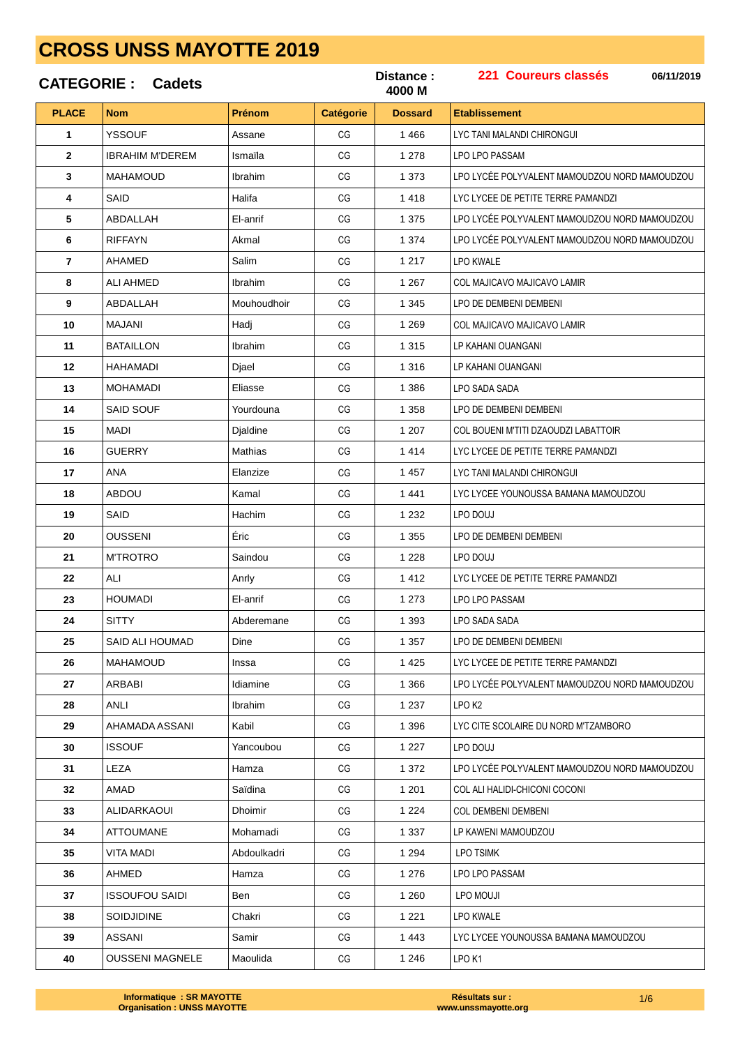# CROSS UNSS MAYOTTE 2019

**CATEGORIE : Cadets** | **Distance : 4000 M** | **221 Coureurs classés** | **06/11/2019**

| PLACE | Nom | Prénom | Catégorie | Dossard | Etablissement |
|---|---|---|---|---|---|
| 1 | YSSOUF | Assane | CG | 1 466 | LYC TANI MALANDI CHIRONGUI |
| 2 | IBRAHIM M'DEREM | Ismaïla | CG | 1 278 | LPO LPO PASSAM |
| 3 | MAHAMOUD | Ibrahim | CG | 1 373 | LPO LYCÉE POLYVALENT MAMOUDZOU NORD MAMOUDZOU |
| 4 | SAID | Halifa | CG | 1 418 | LYC LYCEE DE PETITE TERRE PAMANDZI |
| 5 | ABDALLAH | El-anrif | CG | 1 375 | LPO LYCÉE POLYVALENT MAMOUDZOU NORD MAMOUDZOU |
| 6 | RIFFAYN | Akmal | CG | 1 374 | LPO LYCÉE POLYVALENT MAMOUDZOU NORD MAMOUDZOU |
| 7 | AHAMED | Salim | CG | 1 217 | LPO KWALE |
| 8 | ALI AHMED | Ibrahim | CG | 1 267 | COL MAJICAVO MAJICAVO LAMIR |
| 9 | ABDALLAH | Mouhoudhoir | CG | 1 345 | LPO DE DEMBENI DEMBENI |
| 10 | MAJANI | Hadj | CG | 1 269 | COL MAJICAVO MAJICAVO LAMIR |
| 11 | BATAILLON | Ibrahim | CG | 1 315 | LP KAHANI OUANGANI |
| 12 | HAHAMADI | Djael | CG | 1 316 | LP KAHANI OUANGANI |
| 13 | MOHAMADI | Eliasse | CG | 1 386 | LPO SADA SADA |
| 14 | SAID SOUF | Yourdouna | CG | 1 358 | LPO DE DEMBENI DEMBENI |
| 15 | MADI | Djaldine | CG | 1 207 | COL BOUENI M'TITI DZAOUDZI LABATTOIR |
| 16 | GUERRY | Mathias | CG | 1 414 | LYC LYCEE DE PETITE TERRE PAMANDZI |
| 17 | ANA | Elanzize | CG | 1 457 | LYC TANI MALANDI CHIRONGUI |
| 18 | ABDOU | Kamal | CG | 1 441 | LYC LYCEE YOUNOUSSA BAMANA MAMOUDZOU |
| 19 | SAID | Hachim | CG | 1 232 | LPO DOUJ |
| 20 | OUSSENI | Éric | CG | 1 355 | LPO DE DEMBENI DEMBENI |
| 21 | M'TROTRO | Saindou | CG | 1 228 | LPO DOUJ |
| 22 | ALI | Anrly | CG | 1 412 | LYC LYCEE DE PETITE TERRE PAMANDZI |
| 23 | HOUMADI | El-anrif | CG | 1 273 | LPO LPO PASSAM |
| 24 | SITTY | Abderemane | CG | 1 393 | LPO SADA SADA |
| 25 | SAID ALI HOUMAD | Dine | CG | 1 357 | LPO DE DEMBENI DEMBENI |
| 26 | MAHAMOUD | Inssa | CG | 1 425 | LYC LYCEE DE PETITE TERRE PAMANDZI |
| 27 | ARBABI | Idiamine | CG | 1 366 | LPO LYCÉE POLYVALENT MAMOUDZOU NORD MAMOUDZOU |
| 28 | ANLI | Ibrahim | CG | 1 237 | LPO K2 |
| 29 | AHAMADA ASSANI | Kabil | CG | 1 396 | LYC CITE SCOLAIRE DU NORD M'TZAMBORO |
| 30 | ISSOUF | Yancoubou | CG | 1 227 | LPO DOUJ |
| 31 | LEZA | Hamza | CG | 1 372 | LPO LYCÉE POLYVALENT MAMOUDZOU NORD MAMOUDZOU |
| 32 | AMAD | Saïdina | CG | 1 201 | COL ALI HALIDI-CHICONI COCONI |
| 33 | ALIDARKAOUI | Dhoimir | CG | 1 224 | COL DEMBENI DEMBENI |
| 34 | ATTOUMANE | Mohamadi | CG | 1 337 | LP KAWENI MAMOUDZOU |
| 35 | VITA MADI | Abdoulkadri | CG | 1 294 | LPO TSIMK |
| 36 | AHMED | Hamza | CG | 1 276 | LPO LPO PASSAM |
| 37 | ISSOUFOU SAIDI | Ben | CG | 1 260 | LPO MOUJI |
| 38 | SOIDJIDINE | Chakri | CG | 1 221 | LPO KWALE |
| 39 | ASSANI | Samir | CG | 1 443 | LYC LYCEE YOUNOUSSA BAMANA MAMOUDZOU |
| 40 | OUSSENI MAGNELE | Maoulida | CG | 1 246 | LPO K1 |

Informatique : SR MAYOTTE
Organisation : UNSS MAYOTTE

Résultats sur : www.unssmayotte.org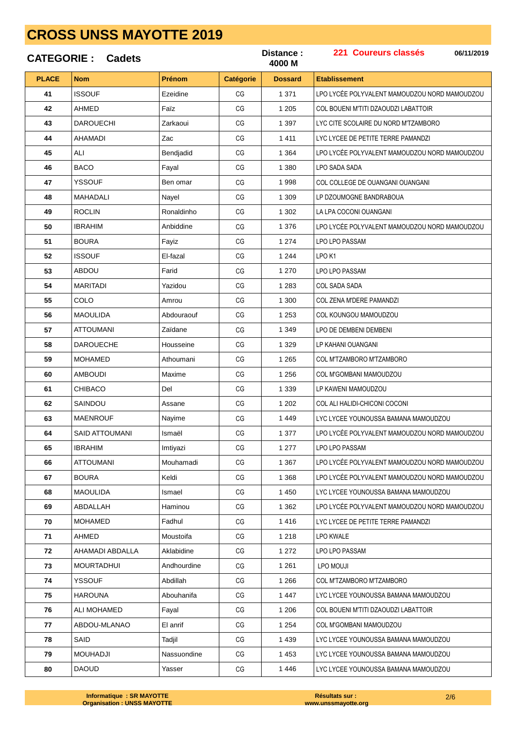# CROSS UNSS MAYOTTE 2019

**CATEGORIE : Cadets** **Distance : 4000 M** **221 Coureurs classés** **06/11/2019**

| PLACE | Nom | Prénom | Catégorie | Dossard | Etablissement |
|---|---|---|---|---|---|
| 41 | ISSOUF | Ezeidine | CG | 1 371 | LPO LYCÉE POLYVALENT MAMOUDZOU NORD MAMOUDZOU |
| 42 | AHMED | Faïz | CG | 1 205 | COL BOUENI M'TITI DZAOUDZI LABATTOIR |
| 43 | DAROUECHI | Zarkaoui | CG | 1 397 | LYC CITE SCOLAIRE DU NORD M'TZAMBORO |
| 44 | AHAMADI | Zac | CG | 1 411 | LYC LYCEE DE PETITE TERRE PAMANDZI |
| 45 | ALI | Bendjadid | CG | 1 364 | LPO LYCÉE POLYVALENT MAMOUDZOU NORD MAMOUDZOU |
| 46 | BACO | Fayal | CG | 1 380 | LPO SADA SADA |
| 47 | YSSOUF | Ben omar | CG | 1 998 | COL COLLEGE DE OUANGANI OUANGANI |
| 48 | MAHADALI | Nayel | CG | 1 309 | LP DZOUMOGNE BANDRABOUA |
| 49 | ROCLIN | Ronaldinho | CG | 1 302 | LA LPA COCONI OUANGANI |
| 50 | IBRAHIM | Anbiddine | CG | 1 376 | LPO LYCÉE POLYVALENT MAMOUDZOU NORD MAMOUDZOU |
| 51 | BOURA | Fayiz | CG | 1 274 | LPO LPO PASSAM |
| 52 | ISSOUF | El-fazal | CG | 1 244 | LPO K1 |
| 53 | ABDOU | Farid | CG | 1 270 | LPO LPO PASSAM |
| 54 | MARITADI | Yazidou | CG | 1 283 | COL SADA SADA |
| 55 | COLO | Amrou | CG | 1 300 | COL ZENA M'DERE PAMANDZI |
| 56 | MAOULIDA | Abdouraouf | CG | 1 253 | COL KOUNGOU MAMOUDZOU |
| 57 | ATTOUMANI | Zaïdane | CG | 1 349 | LPO DE DEMBENI DEMBENI |
| 58 | DAROUECHE | Housseine | CG | 1 329 | LP KAHANI OUANGANI |
| 59 | MOHAMED | Athoumani | CG | 1 265 | COL M'TZAMBORO M'TZAMBORO |
| 60 | AMBOUDI | Maxime | CG | 1 256 | COL M'GOMBANI MAMOUDZOU |
| 61 | CHIBACO | Del | CG | 1 339 | LP KAWENI MAMOUDZOU |
| 62 | SAINDOU | Assane | CG | 1 202 | COL ALI HALIDI-CHICONI COCONI |
| 63 | MAENROUF | Nayime | CG | 1 449 | LYC LYCEE YOUNOUSSA BAMANA MAMOUDZOU |
| 64 | SAID ATTOUMANI | Ismaël | CG | 1 377 | LPO LYCÉE POLYVALENT MAMOUDZOU NORD MAMOUDZOU |
| 65 | IBRAHIM | Imtiyazi | CG | 1 277 | LPO LPO PASSAM |
| 66 | ATTOUMANI | Mouhamadi | CG | 1 367 | LPO LYCÉE POLYVALENT MAMOUDZOU NORD MAMOUDZOU |
| 67 | BOURA | Keldi | CG | 1 368 | LPO LYCÉE POLYVALENT MAMOUDZOU NORD MAMOUDZOU |
| 68 | MAOULIDA | Ismael | CG | 1 450 | LYC LYCEE YOUNOUSSA BAMANA MAMOUDZOU |
| 69 | ABDALLAH | Haminou | CG | 1 362 | LPO LYCÉE POLYVALENT MAMOUDZOU NORD MAMOUDZOU |
| 70 | MOHAMED | Fadhul | CG | 1 416 | LYC LYCEE DE PETITE TERRE PAMANDZI |
| 71 | AHMED | Moustoifa | CG | 1 218 | LPO KWALE |
| 72 | AHAMADI ABDALLA | Aklabidine | CG | 1 272 | LPO LPO PASSAM |
| 73 | MOURTADHUI | Andhourdine | CG | 1 261 | LPO MOUJI |
| 74 | YSSOUF | Abdillah | CG | 1 266 | COL M'TZAMBORO M'TZAMBORO |
| 75 | HAROUNA | Abouhanifa | CG | 1 447 | LYC LYCEE YOUNOUSSA BAMANA MAMOUDZOU |
| 76 | ALI MOHAMED | Fayal | CG | 1 206 | COL BOUENI M'TITI DZAOUDZI LABATTOIR |
| 77 | ABDOU-MLANAO | El anrif | CG | 1 254 | COL M'GOMBANI MAMOUDZOU |
| 78 | SAID | Tadjil | CG | 1 439 | LYC LYCEE YOUNOUSSA BAMANA MAMOUDZOU |
| 79 | MOUHADJI | Nassuondine | CG | 1 453 | LYC LYCEE YOUNOUSSA BAMANA MAMOUDZOU |
| 80 | DAOUD | Yasser | CG | 1 446 | LYC LYCEE YOUNOUSSA BAMANA MAMOUDZOU |

**Informatique : SR MAYOTTE**
**Organisation : UNSS MAYOTTE**

**Résultats sur :**
**www.unssmayotte.org**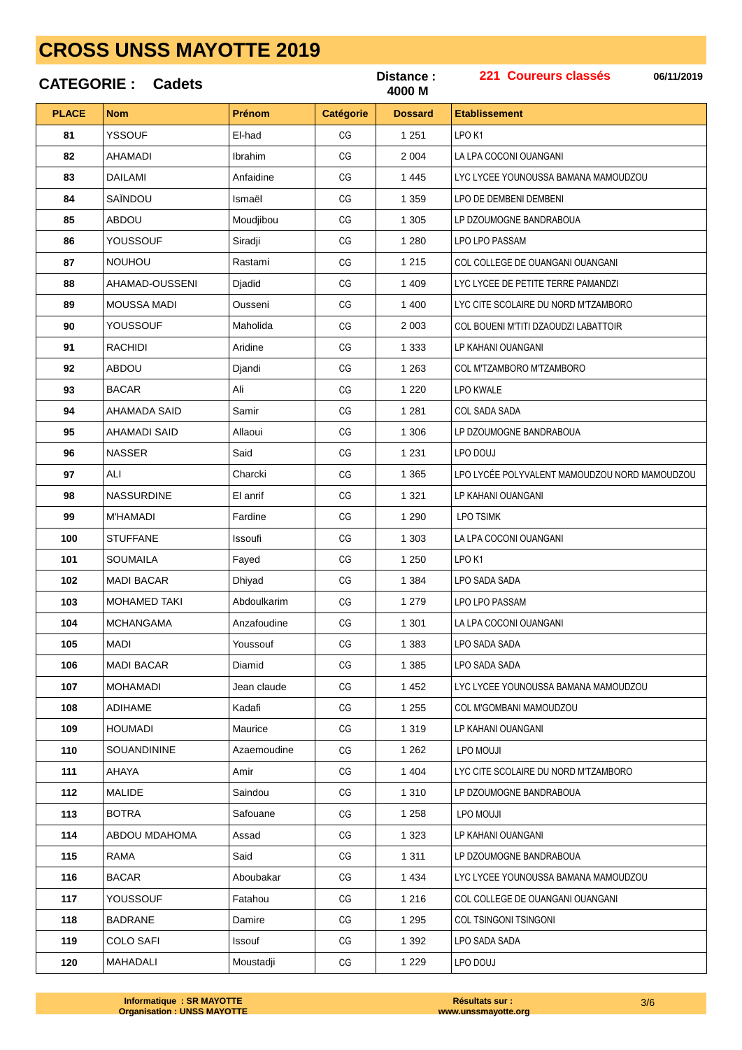# CROSS UNSS MAYOTTE 2019

**CATEGORIE : Cadets** **Distance : 4000 M** **221 Coureurs classés** **06/11/2019**

| PLACE | Nom | Prénom | Catégorie | Dossard | Etablissement |
|---|---|---|---|---|---|
| 81 | YSSOUF | El-had | CG | 1 251 | LPO K1 |
| 82 | AHAMADI | Ibrahim | CG | 2 004 | LA LPA COCONI OUANGANI |
| 83 | DAILAMI | Anfaidine | CG | 1 445 | LYC LYCEE YOUNOUSSA BAMANA MAMOUDZOU |
| 84 | SAÏNDOU | Ismaël | CG | 1 359 | LPO DE DEMBENI DEMBENI |
| 85 | ABDOU | Moudjibou | CG | 1 305 | LP DZOUMOGNE BANDRABOUA |
| 86 | YOUSSOUF | Siradji | CG | 1 280 | LPO LPO PASSAM |
| 87 | NOUHOU | Rastami | CG | 1 215 | COL COLLEGE DE OUANGANI OUANGANI |
| 88 | AHAMAD-OUSSENI | Djadid | CG | 1 409 | LYC LYCEE DE PETITE TERRE PAMANDZI |
| 89 | MOUSSA MADI | Ousseni | CG | 1 400 | LYC CITE SCOLAIRE DU NORD M'TZAMBORO |
| 90 | YOUSSOUF | Maholida | CG | 2 003 | COL BOUENI M'TITI DZAOUDZI LABATTOIR |
| 91 | RACHIDI | Aridine | CG | 1 333 | LP KAHANI OUANGANI |
| 92 | ABDOU | Djandi | CG | 1 263 | COL M'TZAMBORO M'TZAMBORO |
| 93 | BACAR | Ali | CG | 1 220 | LPO KWALE |
| 94 | AHAMADA SAID | Samir | CG | 1 281 | COL SADA SADA |
| 95 | AHAMADI SAID | Allaoui | CG | 1 306 | LP DZOUMOGNE BANDRABOUA |
| 96 | NASSER | Said | CG | 1 231 | LPO DOUJ |
| 97 | ALI | Charcki | CG | 1 365 | LPO LYCÉE POLYVALENT MAMOUDZOU NORD MAMOUDZOU |
| 98 | NASSURDINE | El anrif | CG | 1 321 | LP KAHANI OUANGANI |
| 99 | M'HAMADI | Fardine | CG | 1 290 | LPO TSIMK |
| 100 | STUFFANE | Issoufi | CG | 1 303 | LA LPA COCONI OUANGANI |
| 101 | SOUMAILA | Fayed | CG | 1 250 | LPO K1 |
| 102 | MADI BACAR | Dhiyad | CG | 1 384 | LPO SADA SADA |
| 103 | MOHAMED TAKI | Abdoulkarim | CG | 1 279 | LPO LPO PASSAM |
| 104 | MCHANGAMA | Anzafoudine | CG | 1 301 | LA LPA COCONI OUANGANI |
| 105 | MADI | Youssouf | CG | 1 383 | LPO SADA SADA |
| 106 | MADI BACAR | Diamid | CG | 1 385 | LPO SADA SADA |
| 107 | MOHAMADI | Jean claude | CG | 1 452 | LYC LYCEE YOUNOUSSA BAMANA MAMOUDZOU |
| 108 | ADIHAME | Kadafi | CG | 1 255 | COL M'GOMBANI MAMOUDZOU |
| 109 | HOUMADI | Maurice | CG | 1 319 | LP KAHANI OUANGANI |
| 110 | SOUANDININE | Azaemoudine | CG | 1 262 | LPO MOUJI |
| 111 | AHAYA | Amir | CG | 1 404 | LYC CITE SCOLAIRE DU NORD M'TZAMBORO |
| 112 | MALIDE | Saindou | CG | 1 310 | LP DZOUMOGNE BANDRABOUA |
| 113 | BOTRA | Safouane | CG | 1 258 | LPO MOUJI |
| 114 | ABDOU MDAHOMA | Assad | CG | 1 323 | LP KAHANI OUANGANI |
| 115 | RAMA | Said | CG | 1 311 | LP DZOUMOGNE BANDRABOUA |
| 116 | BACAR | Aboubakar | CG | 1 434 | LYC LYCEE YOUNOUSSA BAMANA MAMOUDZOU |
| 117 | YOUSSOUF | Fatahou | CG | 1 216 | COL COLLEGE DE OUANGANI OUANGANI |
| 118 | BADRANE | Damire | CG | 1 295 | COL TSINGONI TSINGONI |
| 119 | COLO SAFI | Issouf | CG | 1 392 | LPO SADA SADA |
| 120 | MAHADALI | Moustadji | CG | 1 229 | LPO DOUJ |

**Informatique : SR MAYOTTE**
**Organisation : UNSS MAYOTTE**

**Résultats sur :**
**www.unssmayotte.org**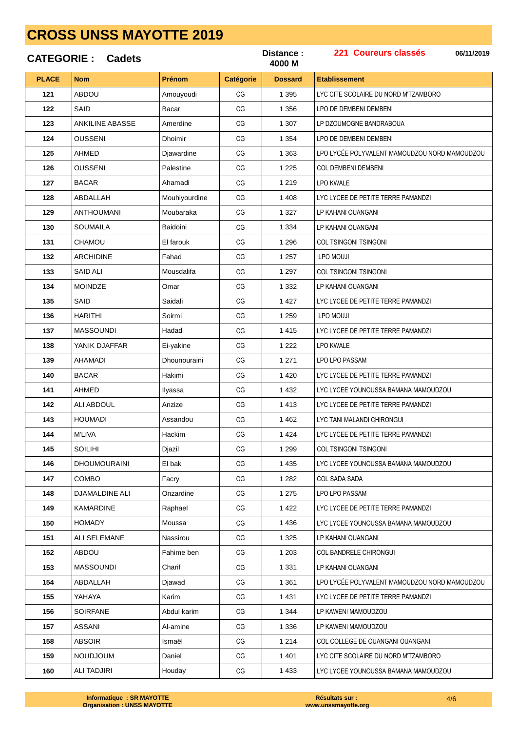# CROSS UNSS MAYOTTE 2019

**CATEGORIE : Cadets** | **Distance : 4000 M** | **221 Coureurs classés** | **06/11/2019**

| PLACE | Nom | Prénom | Catégorie | Dossard | Etablissement |
|---|---|---|---|---|---|
| 121 | ABDOU | Amouyoudi | CG | 1 395 | LYC CITE SCOLAIRE DU NORD M'TZAMBORO |
| 122 | SAID | Bacar | CG | 1 356 | LPO DE DEMBENI DEMBENI |
| 123 | ANKILINE ABASSE | Amerdine | CG | 1 307 | LP DZOUMOGNE BANDRABOUA |
| 124 | OUSSENI | Dhoimir | CG | 1 354 | LPO DE DEMBENI DEMBENI |
| 125 | AHMED | Djawardine | CG | 1 363 | LPO LYCÉE POLYVALENT MAMOUDZOU NORD MAMOUDZOU |
| 126 | OUSSENI | Palestine | CG | 1 225 | COL DEMBENI DEMBENI |
| 127 | BACAR | Ahamadi | CG | 1 219 | LPO KWALE |
| 128 | ABDALLAH | Mouhiyourdine | CG | 1 408 | LYC LYCEE DE PETITE TERRE PAMANDZI |
| 129 | ANTHOUMANI | Moubaraka | CG | 1 327 | LP KAHANI OUANGANI |
| 130 | SOUMAILA | Baidoini | CG | 1 334 | LP KAHANI OUANGANI |
| 131 | CHAMOU | El farouk | CG | 1 296 | COL TSINGONI TSINGONI |
| 132 | ARCHIDINE | Fahad | CG | 1 257 | LPO MOUJI |
| 133 | SAID ALI | Mousdalifa | CG | 1 297 | COL TSINGONI TSINGONI |
| 134 | MOINDZE | Omar | CG | 1 332 | LP KAHANI OUANGANI |
| 135 | SAID | Saidali | CG | 1 427 | LYC LYCEE DE PETITE TERRE PAMANDZI |
| 136 | HARITHI | Soirmi | CG | 1 259 | LPO MOUJI |
| 137 | MASSOUNDI | Hadad | CG | 1 415 | LYC LYCEE DE PETITE TERRE PAMANDZI |
| 138 | YANIK DJAFFAR | Ei-yakine | CG | 1 222 | LPO KWALE |
| 139 | AHAMADI | Dhounouraini | CG | 1 271 | LPO LPO PASSAM |
| 140 | BACAR | Hakimi | CG | 1 420 | LYC LYCEE DE PETITE TERRE PAMANDZI |
| 141 | AHMED | Ilyassa | CG | 1 432 | LYC LYCEE YOUNOUSSA BAMANA MAMOUDZOU |
| 142 | ALI ABDOUL | Anzize | CG | 1 413 | LYC LYCEE DE PETITE TERRE PAMANDZI |
| 143 | HOUMADI | Assandou | CG | 1 462 | LYC TANI MALANDI CHIRONGUI |
| 144 | M'LIVA | Hackim | CG | 1 424 | LYC LYCEE DE PETITE TERRE PAMANDZI |
| 145 | SOILIHI | Djazil | CG | 1 299 | COL TSINGONI TSINGONI |
| 146 | DHOUMOURAINI | El bak | CG | 1 435 | LYC LYCEE YOUNOUSSA BAMANA MAMOUDZOU |
| 147 | COMBO | Facry | CG | 1 282 | COL SADA SADA |
| 148 | DJAMALDINE ALI | Onzardine | CG | 1 275 | LPO LPO PASSAM |
| 149 | KAMARDINE | Raphael | CG | 1 422 | LYC LYCEE DE PETITE TERRE PAMANDZI |
| 150 | HOMADY | Moussa | CG | 1 436 | LYC LYCEE YOUNOUSSA BAMANA MAMOUDZOU |
| 151 | ALI SELEMANE | Nassirou | CG | 1 325 | LP KAHANI OUANGANI |
| 152 | ABDOU | Fahime ben | CG | 1 203 | COL BANDRELE CHIRONGUI |
| 153 | MASSOUNDI | Charif | CG | 1 331 | LP KAHANI OUANGANI |
| 154 | ABDALLAH | Djawad | CG | 1 361 | LPO LYCÉE POLYVALENT MAMOUDZOU NORD MAMOUDZOU |
| 155 | YAHAYA | Karim | CG | 1 431 | LYC LYCEE DE PETITE TERRE PAMANDZI |
| 156 | SOIRFANE | Abdul karim | CG | 1 344 | LP KAWENI MAMOUDZOU |
| 157 | ASSANI | Al-amine | CG | 1 336 | LP KAWENI MAMOUDZOU |
| 158 | ABSOIR | Ismaël | CG | 1 214 | COL COLLEGE DE OUANGANI OUANGANI |
| 159 | NOUDJOUM | Daniel | CG | 1 401 | LYC CITE SCOLAIRE DU NORD M'TZAMBORO |
| 160 | ALI TADJIRI | Houday | CG | 1 433 | LYC LYCEE YOUNOUSSA BAMANA MAMOUDZOU |

**Informatique : SR MAYOTTE**
**Organisation : UNSS MAYOTTE**

**Résultats sur :**
**www.unssmayotte.org**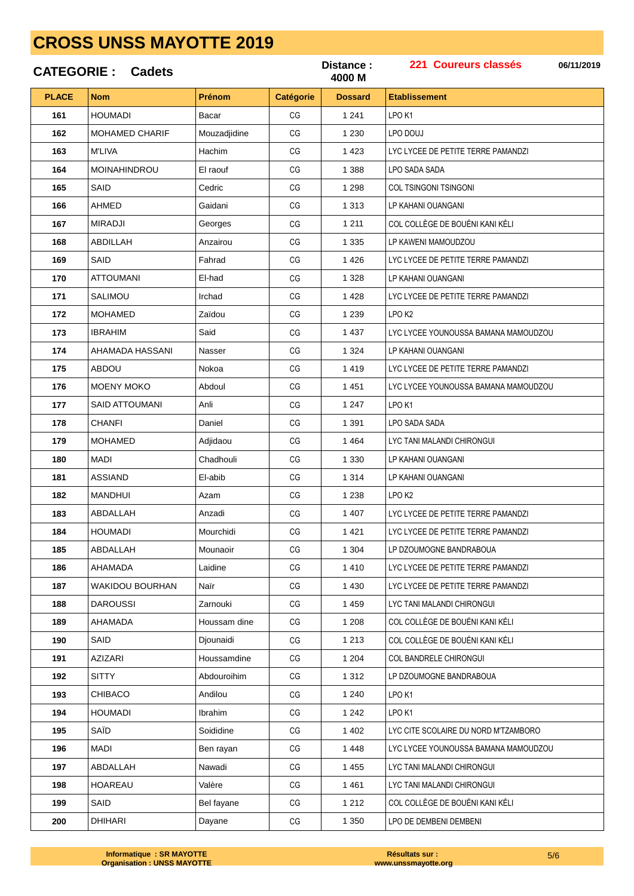# CROSS UNSS MAYOTTE 2019

**CATEGORIE : Cadets** | **Distance : 4000 M** | **221 Coureurs classés** | **06/11/2019**

| PLACE | Nom | Prénom | Catégorie | Dossard | Etablissement |
|---|---|---|---|---|---|
| 161 | HOUMADI | Bacar | CG | 1 241 | LPO K1 |
| 162 | MOHAMED CHARIF | Mouzadjidine | CG | 1 230 | LPO DOUJ |
| 163 | M'LIVA | Hachim | CG | 1 423 | LYC LYCEE DE PETITE TERRE PAMANDZI |
| 164 | MOINAHINDROU | El raouf | CG | 1 388 | LPO SADA SADA |
| 165 | SAID | Cedric | CG | 1 298 | COL TSINGONI TSINGONI |
| 166 | AHMED | Gaidani | CG | 1 313 | LP KAHANI OUANGANI |
| 167 | MIRADJI | Georges | CG | 1 211 | COL COLLÈGE DE BOUÉNI KANI KÉLI |
| 168 | ABDILLAH | Anzairou | CG | 1 335 | LP KAWENI MAMOUDZOU |
| 169 | SAID | Fahrad | CG | 1 426 | LYC LYCEE DE PETITE TERRE PAMANDZI |
| 170 | ATTOUMANI | El-had | CG | 1 328 | LP KAHANI OUANGANI |
| 171 | SALIMOU | Irchad | CG | 1 428 | LYC LYCEE DE PETITE TERRE PAMANDZI |
| 172 | MOHAMED | Zaïdou | CG | 1 239 | LPO K2 |
| 173 | IBRAHIM | Said | CG | 1 437 | LYC LYCEE YOUNOUSSA BAMANA MAMOUDZOU |
| 174 | AHAMADA HASSANI | Nasser | CG | 1 324 | LP KAHANI OUANGANI |
| 175 | ABDOU | Nokoa | CG | 1 419 | LYC LYCEE DE PETITE TERRE PAMANDZI |
| 176 | MOENY MOKO | Abdoul | CG | 1 451 | LYC LYCEE YOUNOUSSA BAMANA MAMOUDZOU |
| 177 | SAID ATTOUMANI | Anli | CG | 1 247 | LPO K1 |
| 178 | CHANFI | Daniel | CG | 1 391 | LPO SADA SADA |
| 179 | MOHAMED | Adjidaou | CG | 1 464 | LYC TANI MALANDI CHIRONGUI |
| 180 | MADI | Chadhouli | CG | 1 330 | LP KAHANI OUANGANI |
| 181 | ASSIAND | El-abib | CG | 1 314 | LP KAHANI OUANGANI |
| 182 | MANDHUI | Azam | CG | 1 238 | LPO K2 |
| 183 | ABDALLAH | Anzadi | CG | 1 407 | LYC LYCEE DE PETITE TERRE PAMANDZI |
| 184 | HOUMADI | Mourchidi | CG | 1 421 | LYC LYCEE DE PETITE TERRE PAMANDZI |
| 185 | ABDALLAH | Mounaoir | CG | 1 304 | LP DZOUMOGNE BANDRABOUA |
| 186 | AHAMADA | Laidine | CG | 1 410 | LYC LYCEE DE PETITE TERRE PAMANDZI |
| 187 | WAKIDOU BOURHAN | Naïr | CG | 1 430 | LYC LYCEE DE PETITE TERRE PAMANDZI |
| 188 | DAROUSSI | Zarnouki | CG | 1 459 | LYC TANI MALANDI CHIRONGUI |
| 189 | AHAMADA | Houssam dine | CG | 1 208 | COL COLLÈGE DE BOUÉNI KANI KÉLI |
| 190 | SAID | Djounaidi | CG | 1 213 | COL COLLÈGE DE BOUÉNI KANI KÉLI |
| 191 | AZIZARI | Houssamdine | CG | 1 204 | COL BANDRELE CHIRONGUI |
| 192 | SITTY | Abdouroihim | CG | 1 312 | LP DZOUMOGNE BANDRABOUA |
| 193 | CHIBACO | Andilou | CG | 1 240 | LPO K1 |
| 194 | HOUMADI | Ibrahim | CG | 1 242 | LPO K1 |
| 195 | SAÏD | Soididine | CG | 1 402 | LYC CITE SCOLAIRE DU NORD M'TZAMBORO |
| 196 | MADI | Ben rayan | CG | 1 448 | LYC LYCEE YOUNOUSSA BAMANA MAMOUDZOU |
| 197 | ABDALLAH | Nawadi | CG | 1 455 | LYC TANI MALANDI CHIRONGUI |
| 198 | HOAREAU | Valère | CG | 1 461 | LYC TANI MALANDI CHIRONGUI |
| 199 | SAID | Bel fayane | CG | 1 212 | COL COLLÈGE DE BOUÉNI KANI KÉLI |
| 200 | DHIHARI | Dayane | CG | 1 350 | LPO DE DEMBENI DEMBENI |

**Informatique : SR MAYOTTE**
**Organisation : UNSS MAYOTTE**

**Résultats sur : www.unssmayotte.org**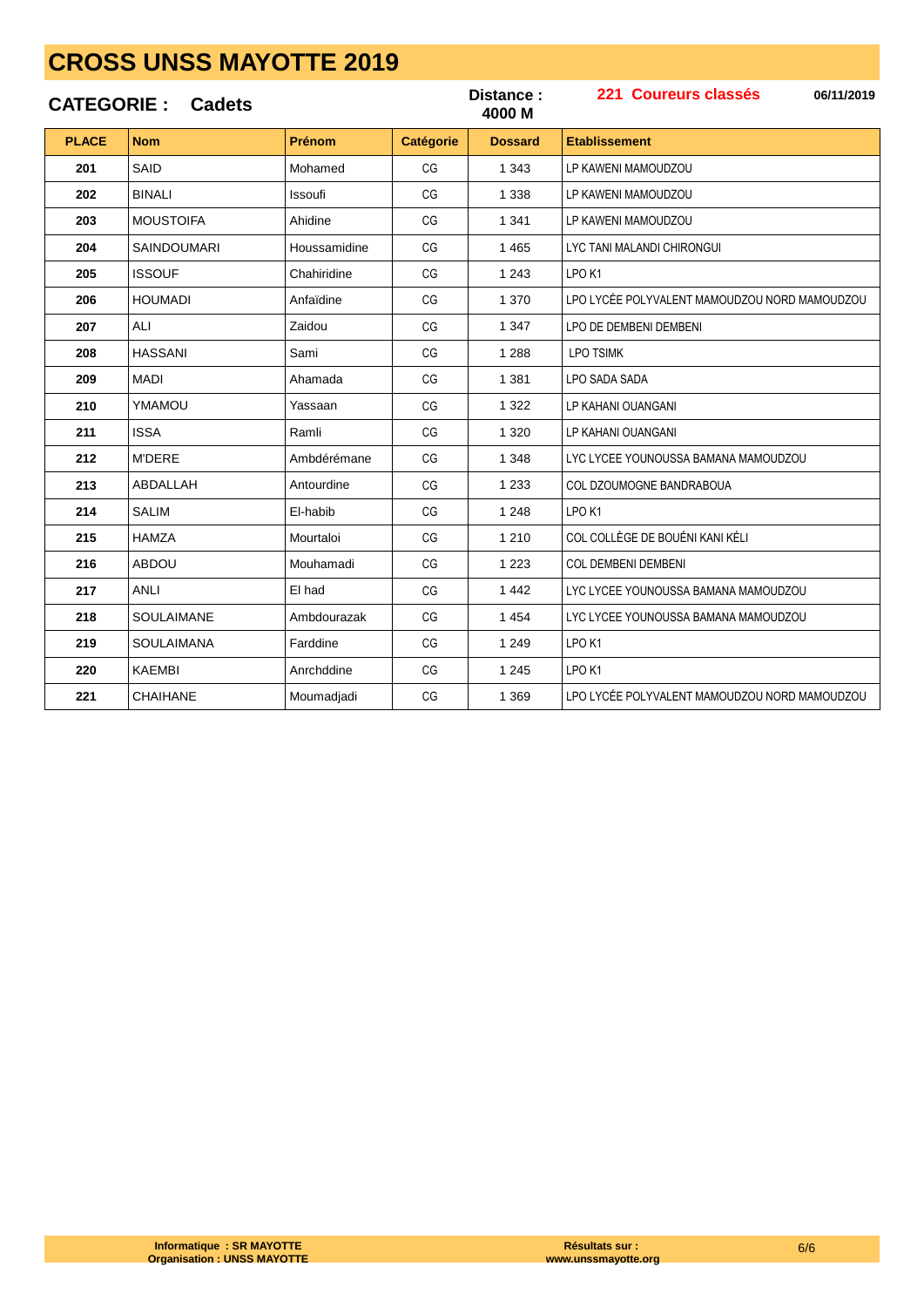# CROSS UNSS MAYOTTE 2019

**CATEGORIE : Cadets** | **Distance : 4000 M** | **221 Coureurs classés** | **06/11/2019**

| PLACE | Nom | Prénom | Catégorie | Dossard | Etablissement |
|---|---|---|---|---|---|
| 201 | SAID | Mohamed | CG | 1 343 | LP KAWENI MAMOUDZOU |
| 202 | BINALI | Issoufi | CG | 1 338 | LP KAWENI MAMOUDZOU |
| 203 | MOUSTOIFA | Ahidine | CG | 1 341 | LP KAWENI MAMOUDZOU |
| 204 | SAINDOUMARI | Houssamidine | CG | 1 465 | LYC TANI MALANDI CHIRONGUI |
| 205 | ISSOUF | Chahiridine | CG | 1 243 | LPO K1 |
| 206 | HOUMADI | Anfaïdine | CG | 1 370 | LPO LYCÉE POLYVALENT MAMOUDZOU NORD MAMOUDZOU |
| 207 | ALI | Zaidou | CG | 1 347 | LPO DE DEMBENI DEMBENI |
| 208 | HASSANI | Sami | CG | 1 288 | LPO TSIMK |
| 209 | MADI | Ahamada | CG | 1 381 | LPO SADA SADA |
| 210 | YMAMOU | Yassaan | CG | 1 322 | LP KAHANI OUANGANI |
| 211 | ISSA | Ramli | CG | 1 320 | LP KAHANI OUANGANI |
| 212 | M'DERE | Ambdérémane | CG | 1 348 | LYC LYCEE YOUNOUSSA BAMANA MAMOUDZOU |
| 213 | ABDALLAH | Antourdine | CG | 1 233 | COL DZOUMOGNE BANDRABOUA |
| 214 | SALIM | El-habib | CG | 1 248 | LPO K1 |
| 215 | HAMZA | Mourtaloi | CG | 1 210 | COL COLLÈGE DE BOUÉNI KANI KÉLI |
| 216 | ABDOU | Mouhamadi | CG | 1 223 | COL DEMBENI DEMBENI |
| 217 | ANLI | El had | CG | 1 442 | LYC LYCEE YOUNOUSSA BAMANA MAMOUDZOU |
| 218 | SOULAIMANE | Ambdourazak | CG | 1 454 | LYC LYCEE YOUNOUSSA BAMANA MAMOUDZOU |
| 219 | SOULAIMANA | Farddine | CG | 1 249 | LPO K1 |
| 220 | KAEMBI | Anrchddine | CG | 1 245 | LPO K1 |
| 221 | CHAIHANE | Moumadjadi | CG | 1 369 | LPO LYCÉE POLYVALENT MAMOUDZOU NORD MAMOUDZOU |

**Informatique : SR MAYOTTE**
**Organisation : UNSS MAYOTTE**

**Résultats sur :**
**www.unssmayotte.org**